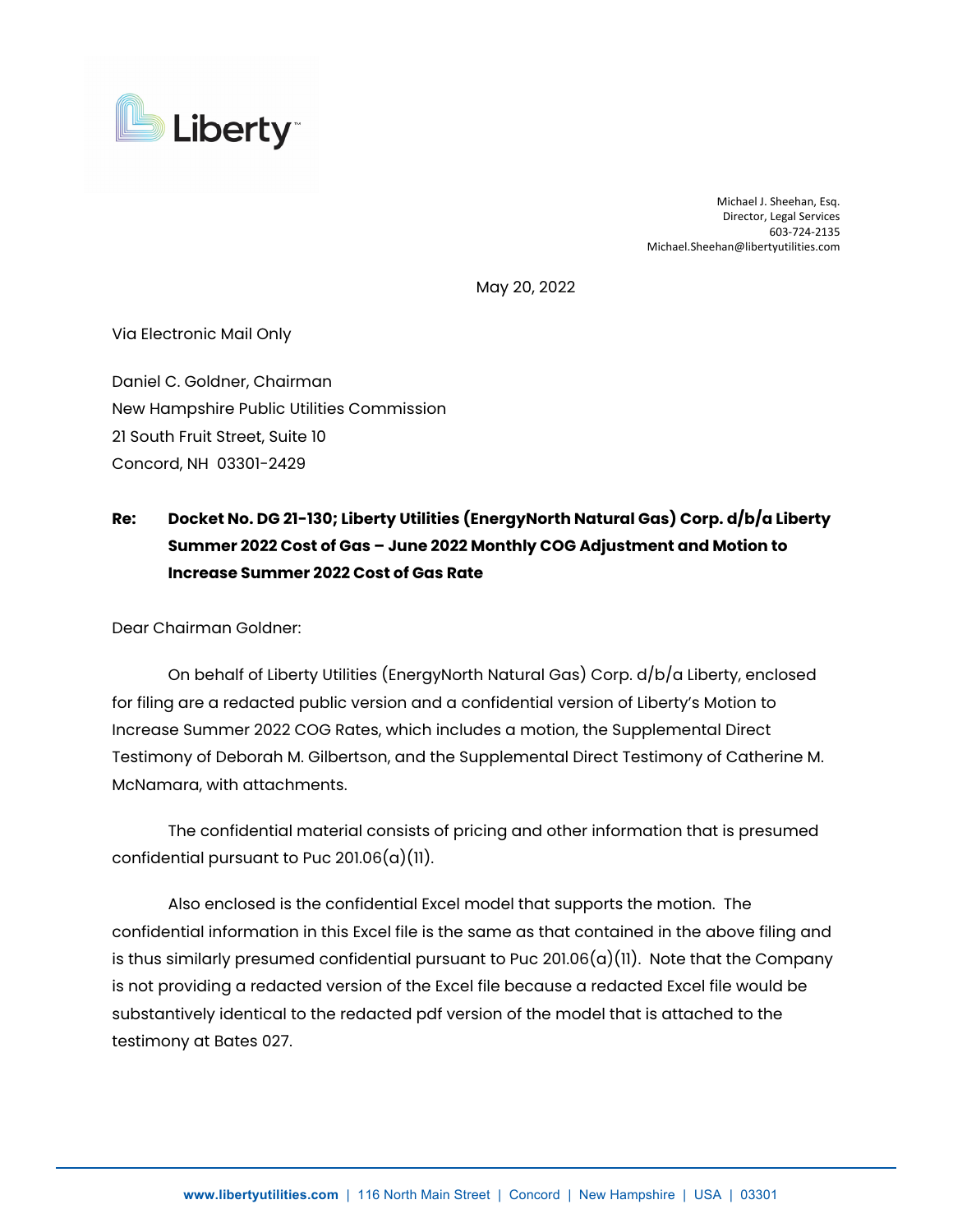Michael J. Sheehan, Esq.
Director, Legal Services
603-724-2135
Michael.Sheehan@libertyutilities.com

May 20, 2022

Via Electronic Mail Only

Daniel C. Goldner, Chairman
New Hampshire Public Utilities Commission
21 South Fruit Street, Suite 10
Concord, NH 03301-2429

**Re: Docket No. DG 21-130; Liberty Utilities (EnergyNorth Natural Gas) Corp. d/b/a Liberty Summer 2022 Cost of Gas – June 2022 Monthly COG Adjustment and Motion to Increase Summer 2022 Cost of Gas Rate**

Dear Chairman Goldner:

On behalf of Liberty Utilities (EnergyNorth Natural Gas) Corp. d/b/a Liberty, enclosed for filing are a redacted public version and a confidential version of Liberty's Motion to Increase Summer 2022 COG Rates, which includes a motion, the Supplemental Direct Testimony of Deborah M. Gilbertson, and the Supplemental Direct Testimony of Catherine M. McNamara, with attachments.

The confidential material consists of pricing and other information that is presumed confidential pursuant to Puc 201.06(a)(11).

Also enclosed is the confidential Excel model that supports the motion. The confidential information in this Excel file is the same as that contained in the above filing and is thus similarly presumed confidential pursuant to Puc 201.06(a)(11). Note that the Company is not providing a redacted version of the Excel file because a redacted Excel file would be substantively identical to the redacted pdf version of the model that is attached to the testimony at Bates 027.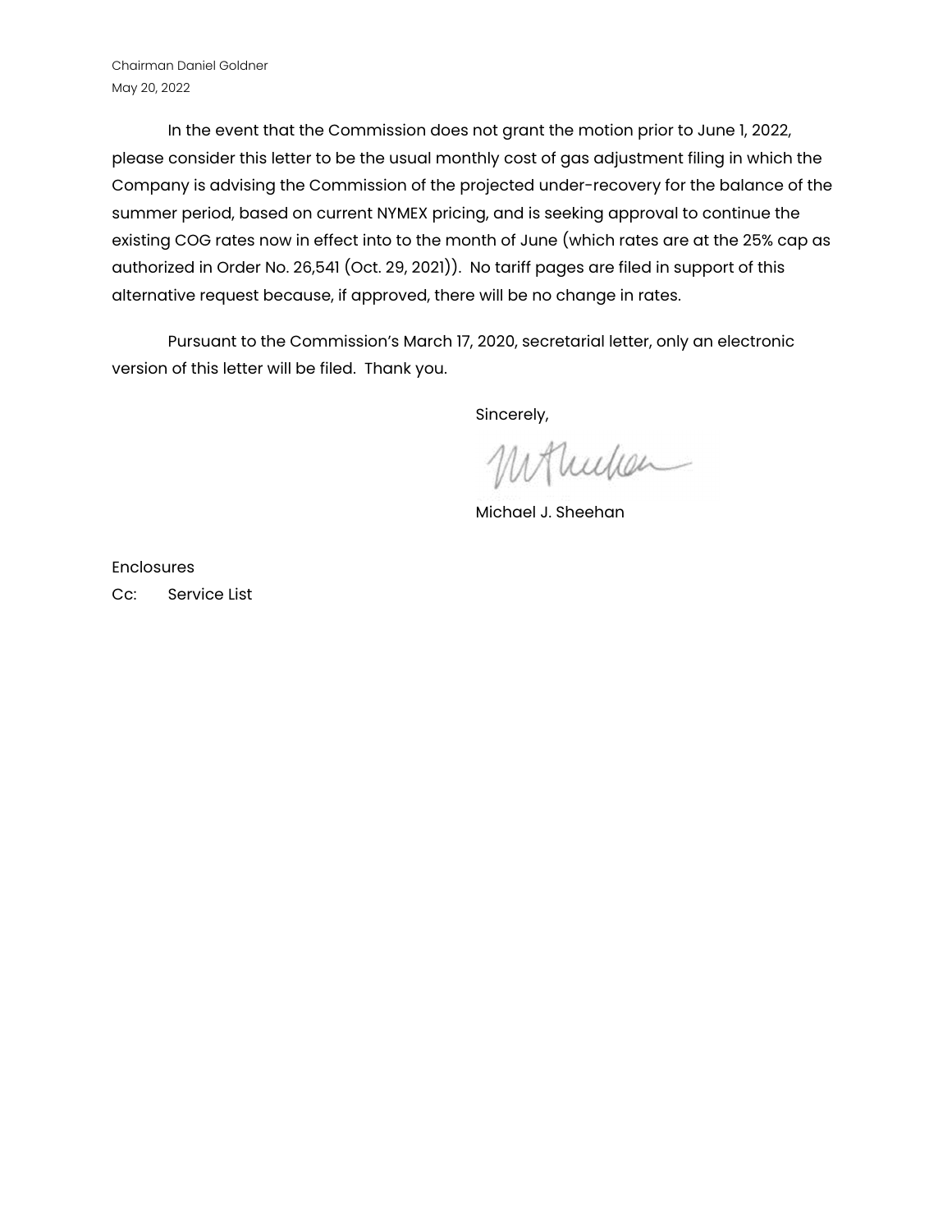In the event that the Commission does not grant the motion prior to June 1, 2022, please consider this letter to be the usual monthly cost of gas adjustment filing in which the Company is advising the Commission of the projected under-recovery for the balance of the summer period, based on current NYMEX pricing, and is seeking approval to continue the existing COG rates now in effect into to the month of June (which rates are at the 25% cap as authorized in Order No. 26,541 (Oct. 29, 2021)). No tariff pages are filed in support of this alternative request because, if approved, there will be no change in rates.

Pursuant to the Commission's March 17, 2020, secretarial letter, only an electronic version of this letter will be filed. Thank you.

Sincerely,

Michael J. Sheehan

Enclosures

Cc: Service List